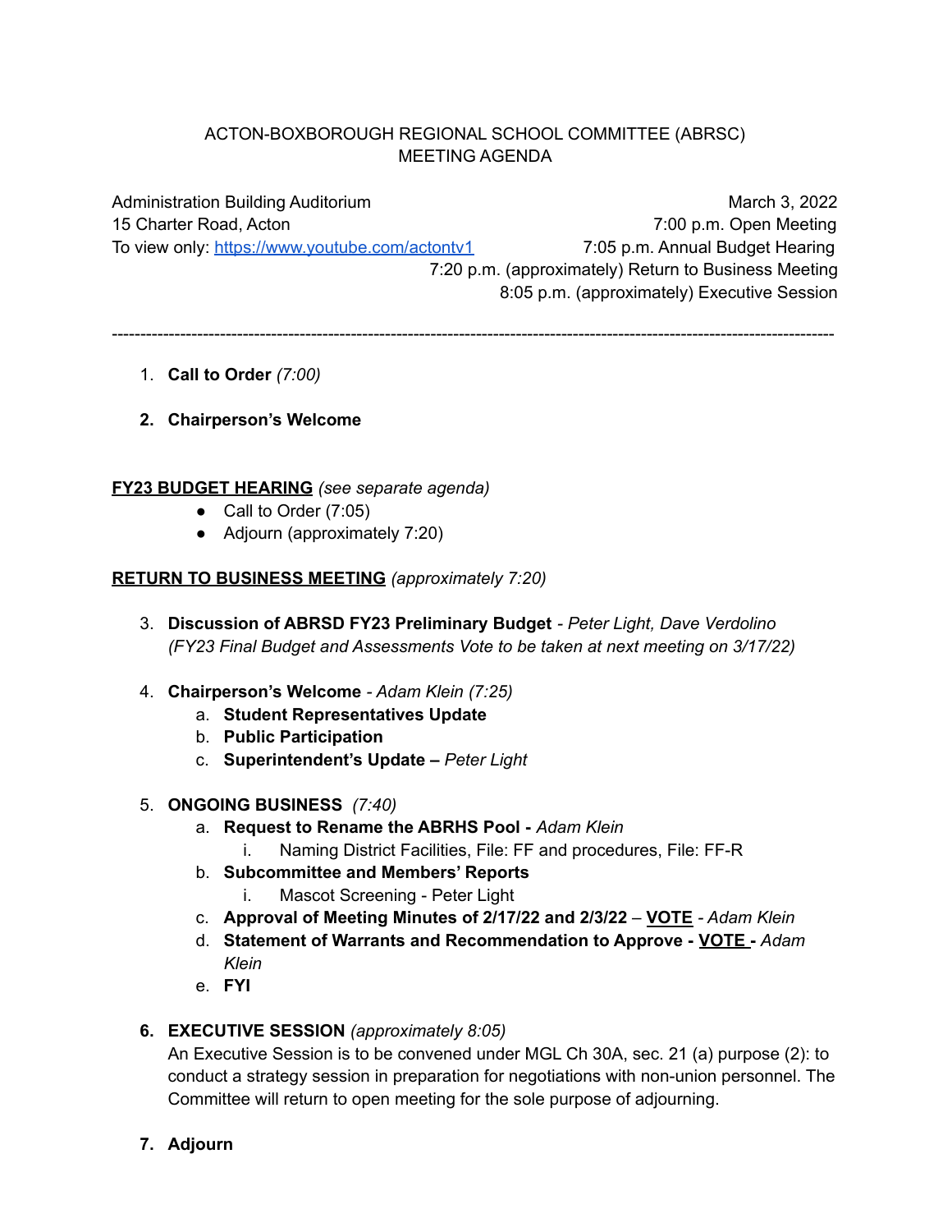ACTON-BOXBOROUGH REGIONAL SCHOOL COMMITTEE (ABRSC)
MEETING AGENDA

Administration Building Auditorium
15 Charter Road, Acton
To view only: [https://www.youtube.com/actontv1](https://www.youtube.com/actontv1)

March 3, 2022
7:00 p.m. Open Meeting
7:05 p.m. Annual Budget Hearing
7:20 p.m. (approximately) Return to Business Meeting
8:05 p.m. (approximately) Executive Session

---

1. **Call to Order** *(7:00)*

2. **Chairperson's Welcome**

**FY23 BUDGET HEARING** *(see separate agenda)*

- Call to Order (7:05)
- Adjourn (approximately 7:20)

**RETURN TO BUSINESS MEETING** *(approximately 7:20)*

3. **Discussion of ABRSD FY23 Preliminary Budget** - *Peter Light, Dave Verdolino*
   *(FY23 Final Budget and Assessments Vote to be taken at next meeting on 3/17/22)*

4. **Chairperson's Welcome** - *Adam Klein (7:25)*
   a. **Student Representatives Update**
   b. **Public Participation**
   c. **Superintendent's Update –** *Peter Light*

5. **ONGOING BUSINESS** *(7:40)*
   a. **Request to Rename the ABRHS Pool -** *Adam Klein*
      i. Naming District Facilities, File: FF and procedures, File: FF-R
   b. **Subcommittee and Members' Reports**
      i. Mascot Screening - Peter Light
   c. **Approval of Meeting Minutes of 2/17/22 and 2/3/22** – **VOTE** - *Adam Klein*
   d. **Statement of Warrants and Recommendation to Approve - VOTE -** *Adam Klein*
   e. **FYI**

6. **EXECUTIVE SESSION** *(approximately 8:05)*
   An Executive Session is to be convened under MGL Ch 30A, sec. 21 (a) purpose (2): to conduct a strategy session in preparation for negotiations with non-union personnel. The Committee will return to open meeting for the sole purpose of adjourning.

7. **Adjourn**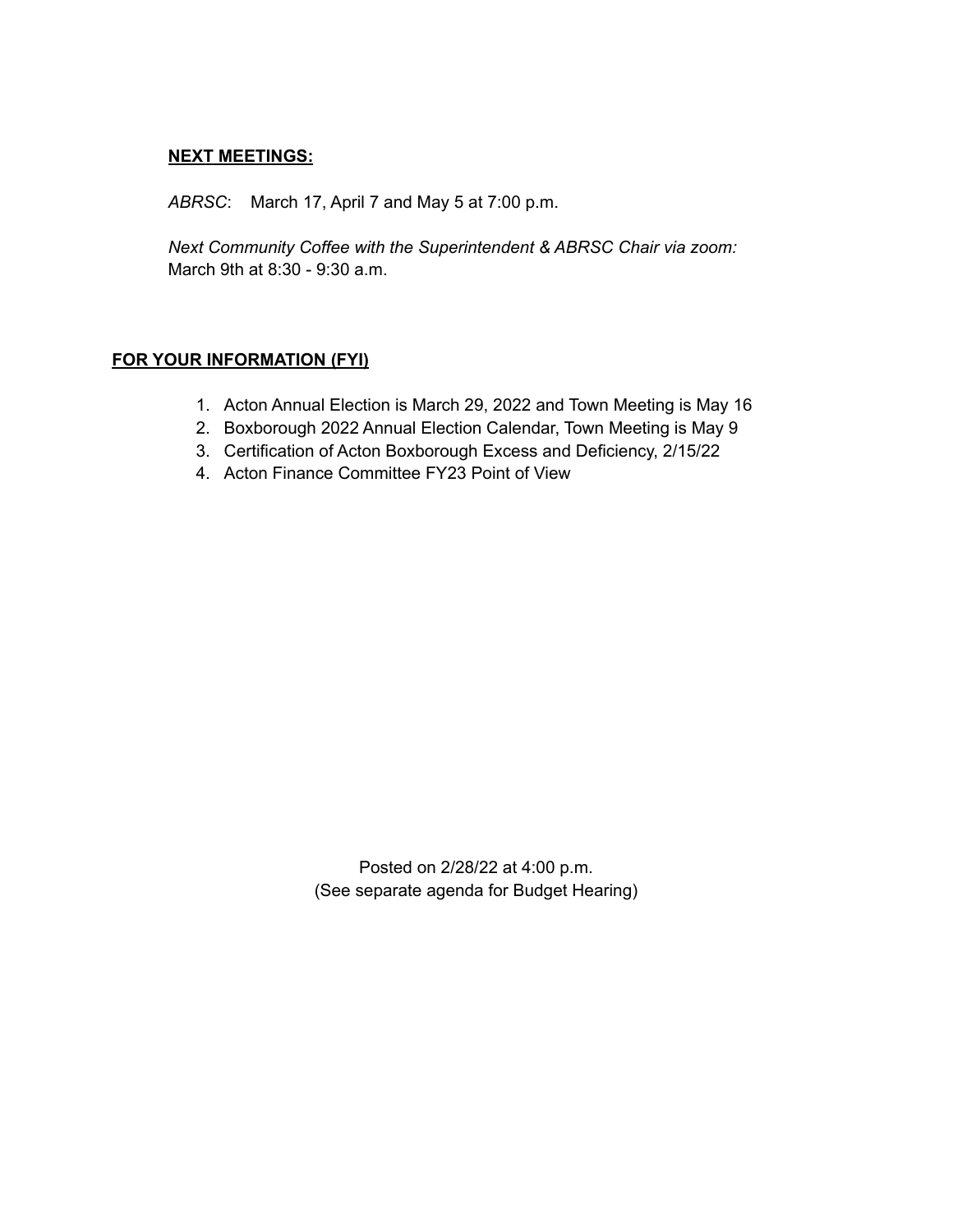**NEXT MEETINGS:**

*ABRSC*: March 17, April 7 and May 5 at 7:00 p.m.

*Next Community Coffee with the Superintendent & ABRSC Chair via zoom:*
March 9th at 8:30 - 9:30 a.m.

**FOR YOUR INFORMATION (FYI)**

1. Acton Annual Election is March 29, 2022 and Town Meeting is May 16
2. Boxborough 2022 Annual Election Calendar, Town Meeting is May 9
3. Certification of Acton Boxborough Excess and Deficiency, 2/15/22
4. Acton Finance Committee FY23 Point of View

Posted on 2/28/22 at 4:00 p.m.
(See separate agenda for Budget Hearing)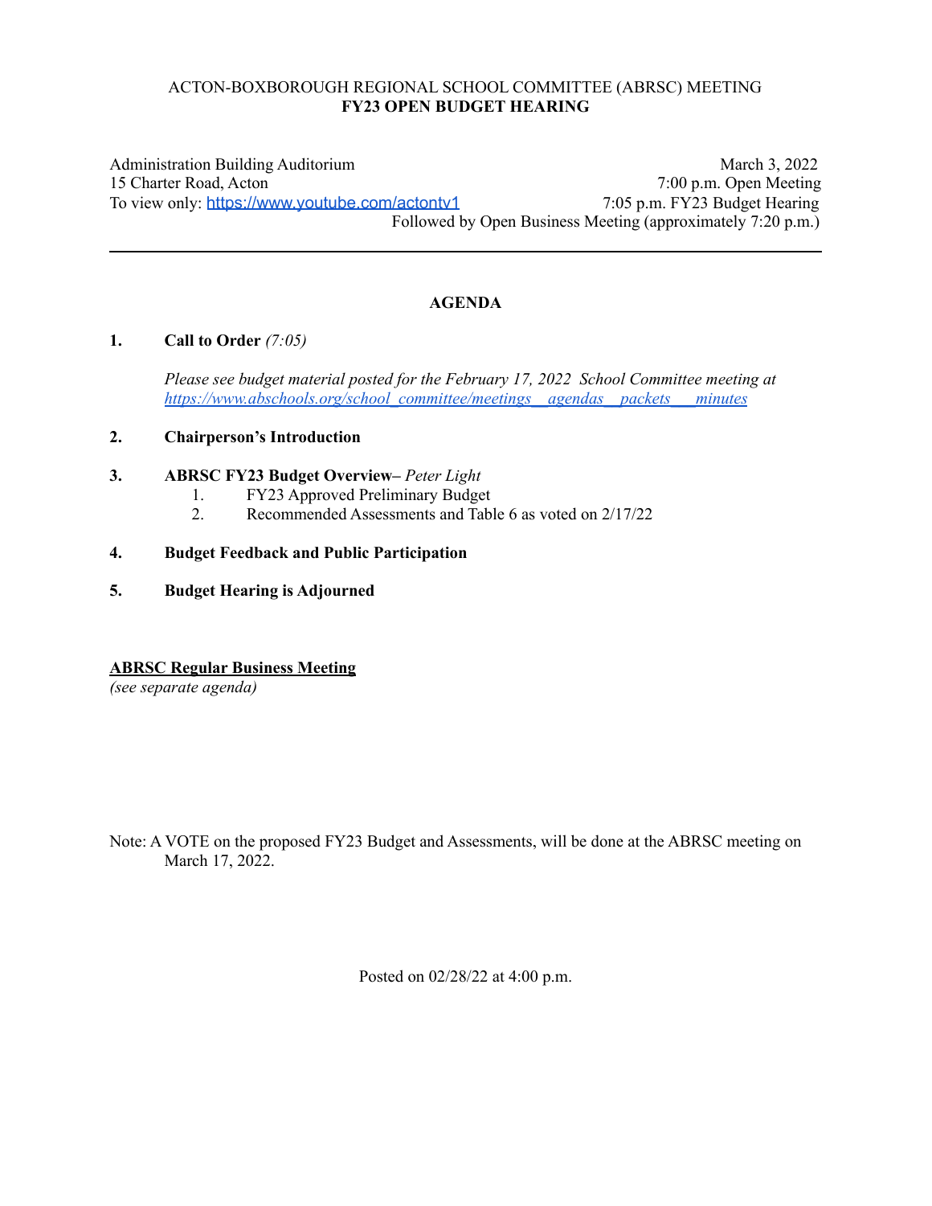ACTON-BOXBOROUGH REGIONAL SCHOOL COMMITTEE (ABRSC) MEETING

**FY23 OPEN BUDGET HEARING**

Administration Building Auditorium
15 Charter Road, Acton
To view only: https://www.youtube.com/actontv1

March 3, 2022
7:00 p.m. Open Meeting
7:05 p.m. FY23 Budget Hearing
Followed by Open Business Meeting (approximately 7:20 p.m.)

---

## AGENDA

1. **Call to Order** *(7:05)*

   *Please see budget material posted for the February 17, 2022 School Committee meeting at https://www.abschools.org/school_committee/meetings__agendas__packets___minutes*

2. **Chairperson's Introduction**

3. **ABRSC FY23 Budget Overview**– *Peter Light*
   1. FY23 Approved Preliminary Budget
   2. Recommended Assessments and Table 6 as voted on 2/17/22

4. **Budget Feedback and Public Participation**

5. **Budget Hearing is Adjourned**

**ABRSC Regular Business Meeting**
*(see separate agenda)*

Note: A VOTE on the proposed FY23 Budget and Assessments, will be done at the ABRSC meeting on March 17, 2022.

Posted on 02/28/22 at 4:00 p.m.